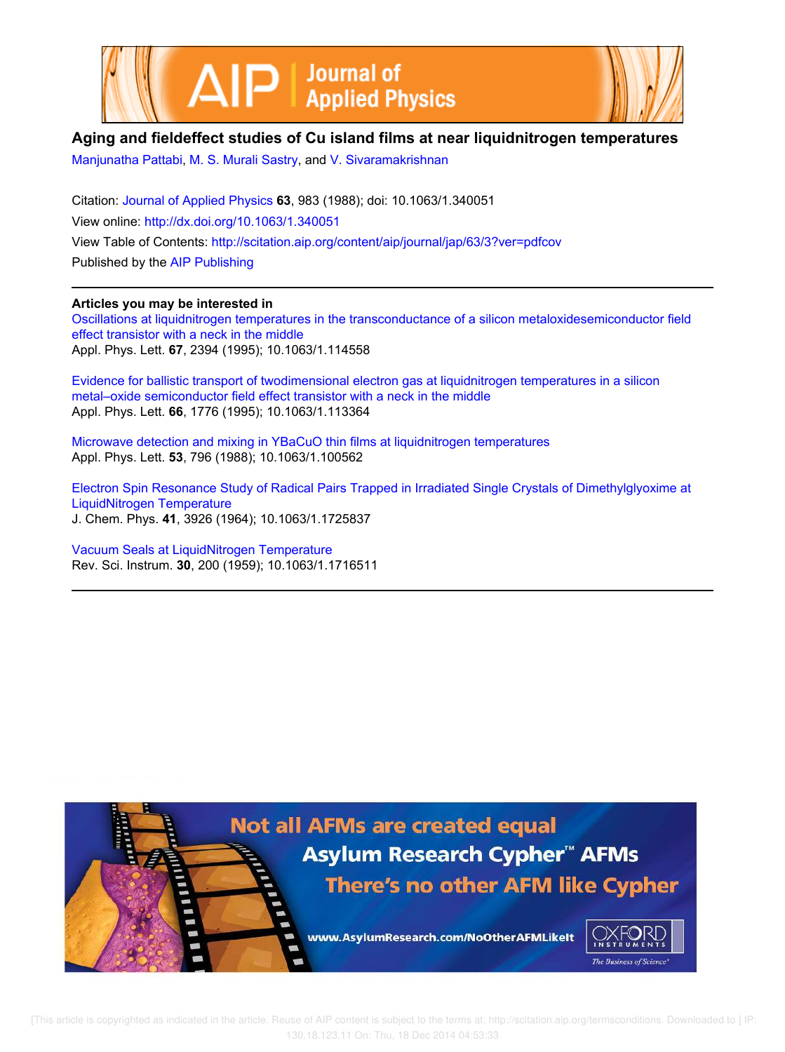# Aging and fieldeffect studies of Cu island films at near liquidnitrogen temperatures

Manjunatha Pattabi, M. S. Murali Sastry, and V. Sivaramakrishnan

Citation: Journal of Applied Physics **63**, 983 (1988); doi: 10.1063/1.340051

View online: http://dx.doi.org/10.1063/1.340051

View Table of Contents: http://scitation.aip.org/content/aip/journal/jap/63/3?ver=pdfcov

Published by the AIP Publishing

## Articles you may be interested in

Oscillations at liquidnitrogen temperatures in the transconductance of a silicon metaloxidesemiconductor field effect transistor with a neck in the middle
Appl. Phys. Lett. **67**, 2394 (1995); 10.1063/1.114558

Evidence for ballistic transport of twodimensional electron gas at liquidnitrogen temperatures in a silicon metal–oxide semiconductor field effect transistor with a neck in the middle
Appl. Phys. Lett. **66**, 1776 (1995); 10.1063/1.113364

Microwave detection and mixing in YBaCuO thin films at liquidnitrogen temperatures
Appl. Phys. Lett. **53**, 796 (1988); 10.1063/1.100562

Electron Spin Resonance Study of Radical Pairs Trapped in Irradiated Single Crystals of Dimethylglyoxime at LiquidNitrogen Temperature
J. Chem. Phys. **41**, 3926 (1964); 10.1063/1.1725837

Vacuum Seals at LiquidNitrogen Temperature
Rev. Sci. Instrum. **30**, 200 (1959); 10.1063/1.1716511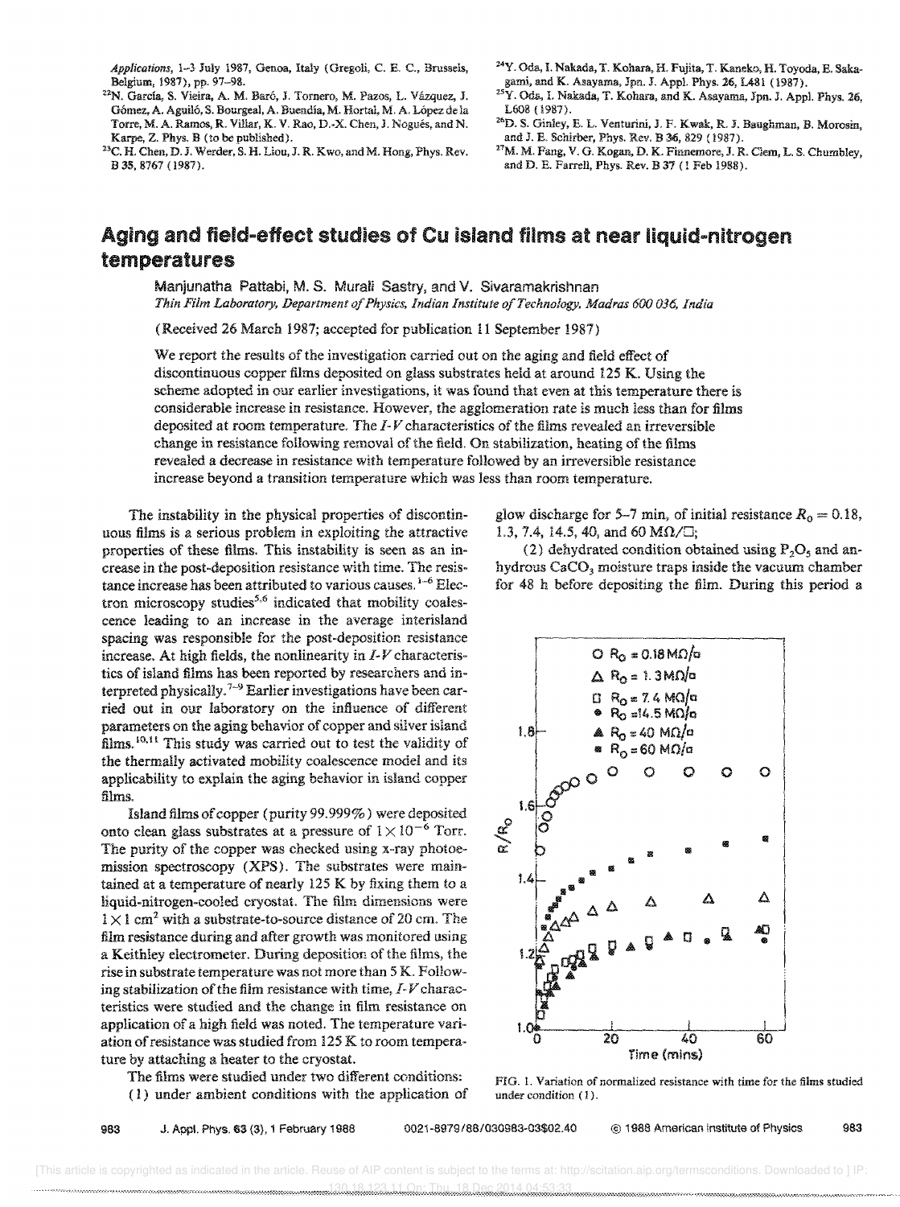*Applications*, 1–3 July 1987, Genoa, Italy (Gregoli, C. E. C., Brussels, Belgium, 1987), pp. 97–98.

[22]N. García, S. Vieira, A. M. Baró, J. Tornero, M. Pazos, L. Vázquez, J. Gómez, A. Aguiló, S. Bourgeal, A. Buendía, M. Hortal, M. A. López de la Torre, M. A. Ramos, R. Villar, K. V. Rao, D.-X. Chen, J. Nogués, and N. Karpe, Z. Phys. B (to be published).

[23]C. H. Chen, D. J. Werder, S. H. Liou, J. R. Kwo, and M. Hong, Phys. Rev. B 35, 8767 (1987).

[24]Y. Oda, I. Nakada, T. Kohara, H. Fujita, T. Kaneko, H. Toyoda, E. Sakagami, and K. Asayama, Jpn. J. Appl. Phys. 26, L481 (1987).

[25]Y. Oda, I. Nakada, T. Kohara, and K. Asayama, Jpn. J. Appl. Phys. 26, L608 (1987).

[26]D. S. Ginley, E. L. Venturini, J. F. Kwak, R. J. Baughman, B. Morosin, and J. E. Schirber, Phys. Rev. B 36, 829 (1987).

[27]M. M. Fang, V. G. Kogan, D. K. Finnemore, J. R. Clem, L. S. Chumbley, and D. E. Farrell, Phys. Rev. B 37 (1 Feb 1988).

# Aging and field-effect studies of Cu island films at near liquid-nitrogen temperatures

Manjunatha Pattabi, M. S. Murali Sastry, and V. Sivaramakrishnan

*Thin Film Laboratory, Department of Physics, Indian Institute of Technology, Madras 600 036, India*

(Received 26 March 1987; accepted for publication 11 September 1987)

We report the results of the investigation carried out on the aging and field effect of discontinuous copper films deposited on glass substrates held at around 125 K. Using the scheme adopted in our earlier investigations, it was found that even at this temperature there is considerable increase in resistance. However, the agglomeration rate is much less than for films deposited at room temperature. The *I-V* characteristics of the films revealed an irreversible change in resistance following removal of the field. On stabilization, heating of the films revealed a decrease in resistance with temperature followed by an irreversible resistance increase beyond a transition temperature which was less than room temperature.

The instability in the physical properties of discontinuous films is a serious problem in exploiting the attractive properties of these films. This instability is seen as an increase in the post-deposition resistance with time. The resistance increase has been attributed to various causes.[1-6] Electron microscopy studies[5,6] indicated that mobility coalescence leading to an increase in the average interisland spacing was responsible for the post-deposition resistance increase. At high fields, the nonlinearity in *I-V* characteristics of island films has been reported by researchers and interpreted physically.[7-9] Earlier investigations have been carried out in our laboratory on the influence of different parameters on the aging behavior of copper and silver island films.[10,11] This study was carried out to test the validity of the thermally activated mobility coalescence model and its applicability to explain the aging behavior in island copper films.

Island films of copper (purity 99.999%) were deposited onto clean glass substrates at a pressure of $1 \times 10^{-6}$ Torr. The purity of the copper was checked using x-ray photoemission spectroscopy (XPS). The substrates were maintained at a temperature of nearly 125 K by fixing them to a liquid-nitrogen-cooled cryostat. The film dimensions were $1 \times 1$ cm$^2$ with a substrate-to-source distance of 20 cm. The film resistance during and after growth was monitored using a Keithley electrometer. During deposition of the films, the rise in substrate temperature was not more than 5 K. Following stabilization of the film resistance with time, *I-V* characteristics were studied and the change in film resistance on application of a high field was noted. The temperature variation of resistance was studied from 125 K to room temperature by attaching a heater to the cryostat.

The films were studied under two different conditions:

(1) under ambient conditions with the application of glow discharge for 5–7 min, of initial resistance $R_0 = 0.18$, 1.3, 7.4, 14.5, 40, and 60 M$\Omega/\square$;

(2) dehydrated condition obtained using $P_2O_5$ and anhydrous $CaCO_3$ moisture traps inside the vacuum chamber for 48 h before depositing the film. During this period a

FIG. 1. Variation of normalized resistance with time for the films studied under condition (1).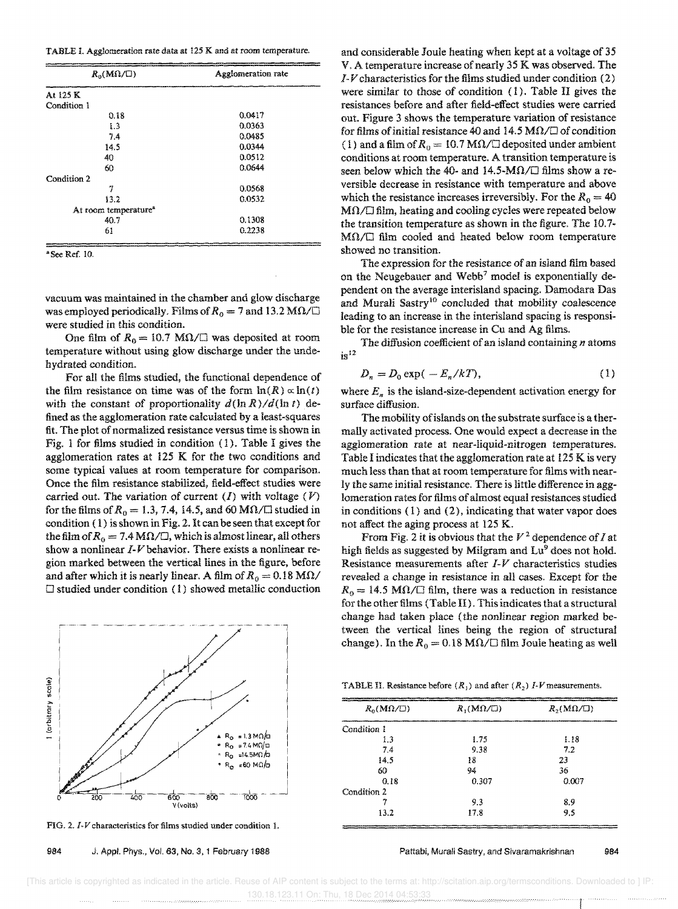TABLE I. Agglomeration rate data at 125 K and at room temperature.

| $R_0$(MΩ/□) | Agglomeration rate |
|---|---|
| At 125 K | |
| Condition 1 | |
| 0.18 | 0.0417 |
| 1.3 | 0.0363 |
| 7.4 | 0.0485 |
| 14.5 | 0.0344 |
| 40 | 0.0512 |
| 60 | 0.0644 |
| Condition 2 | |
| 7 | 0.0568 |
| 13.2 | 0.0532 |
| At room temperature[a] | |
| 40.7 | 0.1308 |
| 61 | 0.2238 |

[a] See Ref. 10.

vacuum was maintained in the chamber and glow discharge was employed periodically. Films of $R_0 = 7$ and 13.2 MΩ/□ were studied in this condition.

One film of $R_0 = 10.7$ MΩ/□ was deposited at room temperature without using glow discharge under the undehydrated condition.

For all the films studied, the functional dependence of the film resistance on time was of the form $\ln(R) \propto \ln(t)$ with the constant of proportionality $d(\ln R)/d(\ln t)$ defined as the agglomeration rate calculated by a least-squares fit. The plot of normalized resistance versus time is shown in Fig. 1 for films studied in condition (1). Table I gives the agglomeration rates at 125 K for the two conditions and some typical values at room temperature for comparison. Once the film resistance stabilized, field-effect studies were carried out. The variation of current ($I$) with voltage ($V$) for the films of $R_0 = 1.3$, 7.4, 14.5, and 60 MΩ/□ studied in condition (1) is shown in Fig. 2. It can be seen that except for the film of $R_0 = 7.4$ MΩ/□, which is almost linear, all others show a nonlinear $I$-$V$ behavior. There exists a nonlinear region marked between the vertical lines in the figure, before and after which it is nearly linear. A film of $R_0 = 0.18$ MΩ/□ studied under condition (1) showed metallic conduction

FIG. 2. $I$-$V$ characteristics for films studied under condition 1.

and considerable Joule heating when kept at a voltage of 35 V. A temperature increase of nearly 35 K was observed. The $I$-$V$ characteristics for the films studied under condition (2) were similar to those of condition (1). Table II gives the resistances before and after field-effect studies were carried out. Figure 3 shows the temperature variation of resistance for films of initial resistance 40 and 14.5 MΩ/□ of condition (1) and a film of $R_0 = 10.7$ MΩ/□ deposited under ambient conditions at room temperature. A transition temperature is seen below which the 40- and 14.5-MΩ/□ films show a reversible decrease in resistance with temperature and above which the resistance increases irreversibly. For the $R_0 = 40$ MΩ/□ film, heating and cooling cycles were repeated below the transition temperature as shown in the figure. The 10.7-MΩ/□ film cooled and heated below room temperature showed no transition.

The expression for the resistance of an island film based on the Neugebauer and Webb[7] model is exponentially dependent on the average interisland spacing. Damodara Das and Murali Sastry[10] concluded that mobility coalescence leading to an increase in the interisland spacing is responsible for the resistance increase in Cu and Ag films.

The diffusion coefficient of an island containing $n$ atoms is[12]

$$D_n = D_0 \exp(-E_n/kT), \tag{1}$$

where $E_n$ is the island-size-dependent activation energy for surface diffusion.

The mobility of islands on the substrate surface is a thermally activated process. One would expect a decrease in the agglomeration rate at near-liquid-nitrogen temperatures. Table I indicates that the agglomeration rate at 125 K is very much less than that at room temperature for films with nearly the same initial resistance. There is little difference in agglomeration rates for films of almost equal resistances studied in conditions (1) and (2), indicating that water vapor does not affect the aging process at 125 K.

From Fig. 2 it is obvious that the $V^2$ dependence of $I$ at high fields as suggested by Milgram and Lu[9] does not hold. Resistance measurements after $I$-$V$ characteristics studies revealed a change in resistance in all cases. Except for the $R_0 = 14.5$ MΩ/□ film, there was a reduction in resistance for the other films (Table II). This indicates that a structural change had taken place (the nonlinear region marked between the vertical lines being the region of structural change). In the $R_0 = 0.18$ MΩ/□ film Joule heating as well

TABLE II. Resistance before ($R_1$) and after ($R_2$) $I$-$V$ measurements.

| $R_0$(MΩ/□) | $R_1$(MΩ/□) | $R_2$(MΩ/□) |
|---|---|---|
| Condition 1 | | |
| 1.3 | 1.75 | 1.18 |
| 7.4 | 9.38 | 7.2 |
| 14.5 | 18 | 23 |
| 60 | 94 | 36 |
| 0.18 | 0.307 | 0.007 |
| Condition 2 | | |
| 7 | 9.3 | 8.9 |
| 13.2 | 17.8 | 9.5 |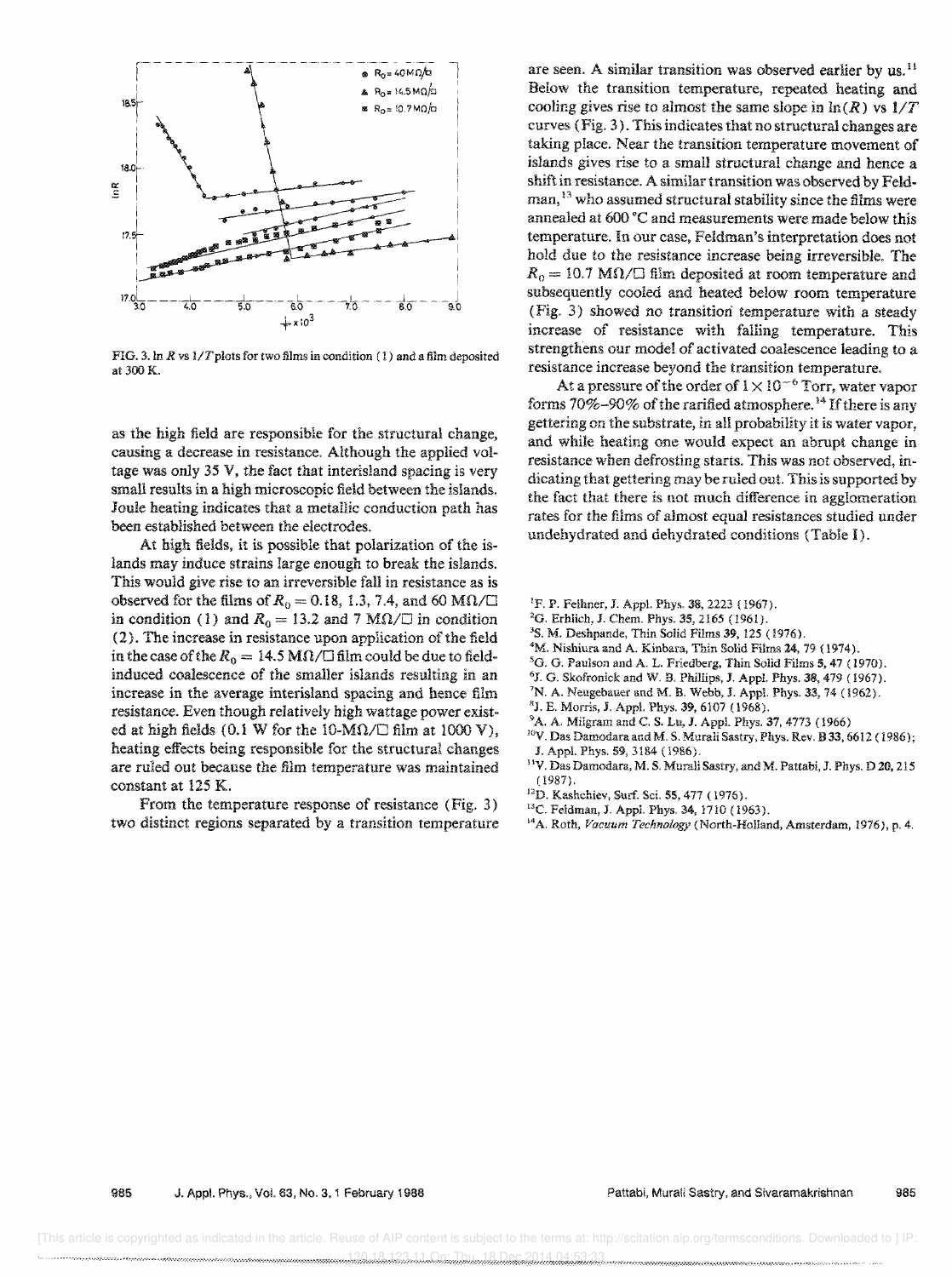$R_0 = 40\,M\Omega/\square$

$R_0 = 14.5\,M\Omega/\square$

$R_0 = 10.7\,M\Omega/\square$

18.5

18.0

17.5

17.0

$\ln R$

3.0 4.0 5.0 6.0 7.0 8.0 9.0

$\frac{1}{T} \times 10^3$

FIG. 3. ln $R$ vs $1/T$ plots for two films in condition (1) and a film deposited at 300 K.

as the high field are responsible for the structural change, causing a decrease in resistance. Although the applied voltage was only 35 V, the fact that interisland spacing is very small results in a high microscopic field between the islands. Joule heating indicates that a metallic conduction path has been established between the electrodes.

At high fields, it is possible that polarization of the islands may induce strains large enough to break the islands. This would give rise to an irreversible fall in resistance as is observed for the films of $R_0 = 0.18$, 1.3, 7.4, and 60 $M\Omega/\square$ in condition (1) and $R_0 = 13.2$ and 7 $M\Omega/\square$ in condition (2). The increase in resistance upon application of the field in the case of the $R_0 = 14.5\,M\Omega/\square$ film could be due to field-induced coalescence of the smaller islands resulting in an increase in the average interisland spacing and hence film resistance. Even though relatively high wattage power existed at high fields (0.1 W for the 10-$M\Omega/\square$ film at 1000 V), heating effects being responsible for the structural changes are ruled out because the film temperature was maintained constant at 125 K.

From the temperature response of resistance (Fig. 3) two distinct regions separated by a transition temperature are seen. A similar transition was observed earlier by us.[11] Below the transition temperature, repeated heating and cooling gives rise to almost the same slope in $\ln(R)$ vs $1/T$ curves (Fig. 3). This indicates that no structural changes are taking place. Near the transition temperature movement of islands gives rise to a small structural change and hence a shift in resistance. A similar transition was observed by Feldman,[13] who assumed structural stability since the films were annealed at 600 °C and measurements were made below this temperature. In our case, Feldman's interpretation does not hold due to the resistance increase being irreversible. The $R_0 = 10.7\,M\Omega/\square$ film deposited at room temperature and subsequently cooled and heated below room temperature (Fig. 3) showed no transition temperature with a steady increase of resistance with falling temperature. This strengthens our model of activated coalescence leading to a resistance increase beyond the transition temperature.

At a pressure of the order of $1 \times 10^{-6}$ Torr, water vapor forms 70%–90% of the rarified atmosphere.[14] If there is any gettering on the substrate, in all probability it is water vapor, and while heating one would expect an abrupt change in resistance when defrosting starts. This was not observed, indicating that gettering may be ruled out. This is supported by the fact that there is not much difference in agglomeration rates for the films of almost equal resistances studied under undehydrated and dehydrated conditions (Table I).

[1] F. P. Fehlner, J. Appl. Phys. 38, 2223 (1967).

[2] G. Erhlich, J. Chem. Phys. 35, 2165 (1961).

[3] S. M. Deshpande, Thin Solid Films 39, 125 (1976).

[4] M. Nishiura and A. Kinbara, Thin Solid Films 24, 79 (1974).

[5] G. G. Paulson and A. L. Friedberg, Thin Solid Films 5, 47 (1970).

[6] J. G. Skofronick and W. B. Phillips, J. Appl. Phys. 38, 479 (1967).

[7] N. A. Neugebauer and M. B. Webb, J. Appl. Phys. 33, 74 (1962).

[8] J. E. Morris, J. Appl. Phys. 39, 6107 (1968).

[9] A. A. Milgram and C. S. Lu, J. Appl. Phys. 37, 4773 (1966)

[10] V. Das Damodara and M. S. Murali Sastry, Phys. Rev. B 33, 6612 (1986); J. Appl. Phys. 59, 3184 (1986).

[11] V. Das Damodara, M. S. Murali Sastry, and M. Pattabi, J. Phys. D 20, 215 (1987).

[12] D. Kashchiev, Surf. Sci. 55, 477 (1976).

[13] C. Feldman, J. Appl. Phys. 34, 1710 (1963).

[14] A. Roth, *Vacuum Technology* (North-Holland, Amsterdam, 1976), p. 4.